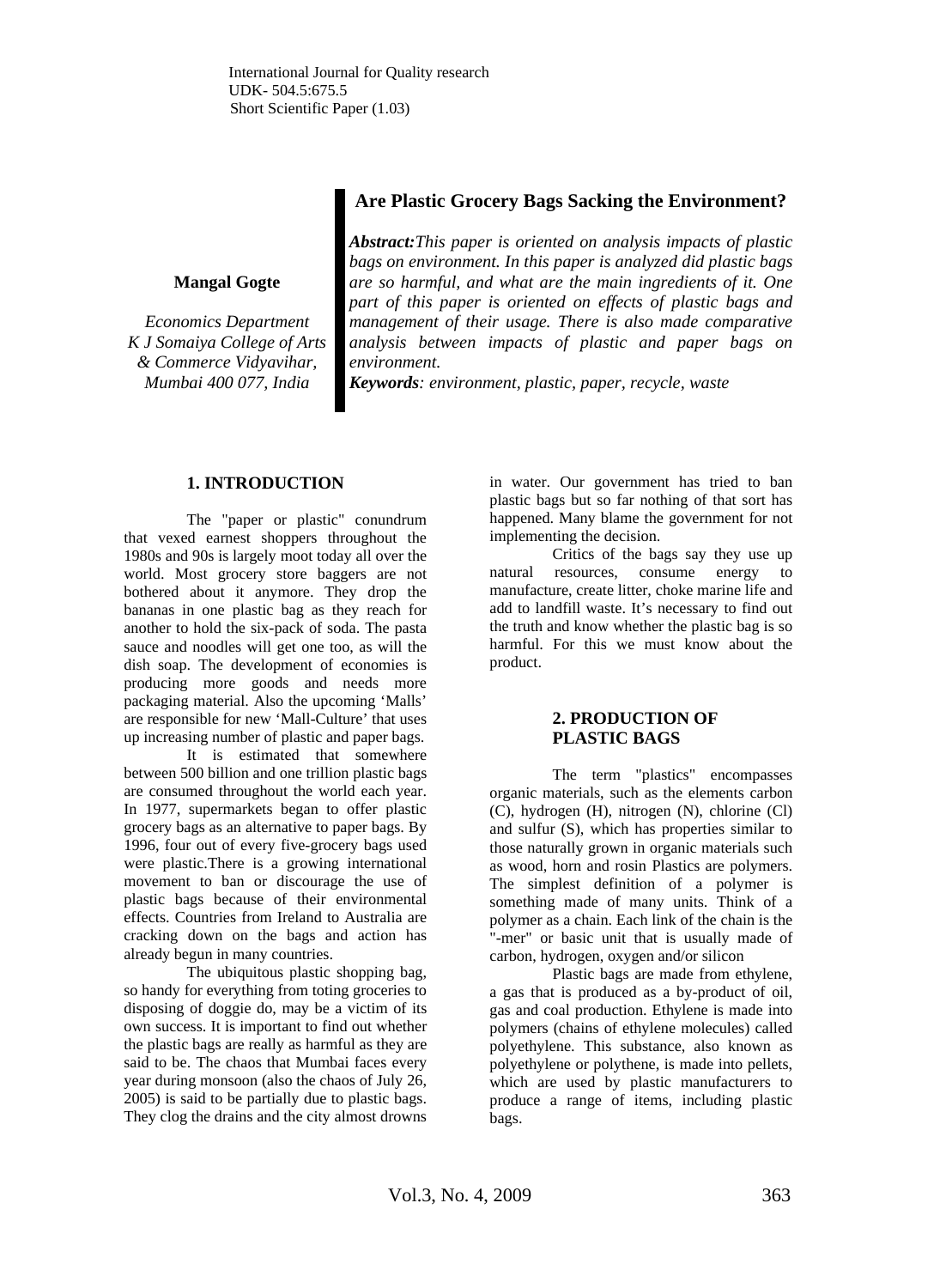International Journal for Quality research
UDK- 504.5:675.5
Short Scientific Paper (1.03)

# Are Plastic Grocery Bags Sacking the Environment?

**Mangal Gogte**

*Economics Department*
*K J Somaiya College of Arts & Commerce Vidyavihar, Mumbai 400 077, India*

***Abstract:****This paper is oriented on analysis impacts of plastic bags on environment. In this paper is analyzed did plastic bags are so harmful, and what are the main ingredients of it. One part of this paper is oriented on effects of plastic bags and management of their usage. There is also made comparative analysis between impacts of plastic and paper bags on environment.*

***Keywords****: environment, plastic, paper, recycle, waste*

## 1. INTRODUCTION

The "paper or plastic" conundrum that vexed earnest shoppers throughout the 1980s and 90s is largely moot today all over the world. Most grocery store baggers are not bothered about it anymore. They drop the bananas in one plastic bag as they reach for another to hold the six-pack of soda. The pasta sauce and noodles will get one too, as will the dish soap. The development of economies is producing more goods and needs more packaging material. Also the upcoming 'Malls' are responsible for new 'Mall-Culture' that uses up increasing number of plastic and paper bags.

It is estimated that somewhere between 500 billion and one trillion plastic bags are consumed throughout the world each year. In 1977, supermarkets began to offer plastic grocery bags as an alternative to paper bags. By 1996, four out of every five-grocery bags used were plastic.There is a growing international movement to ban or discourage the use of plastic bags because of their environmental effects. Countries from Ireland to Australia are cracking down on the bags and action has already begun in many countries.

The ubiquitous plastic shopping bag, so handy for everything from toting groceries to disposing of doggie do, may be a victim of its own success. It is important to find out whether the plastic bags are really as harmful as they are said to be. The chaos that Mumbai faces every year during monsoon (also the chaos of July 26, 2005) is said to be partially due to plastic bags. They clog the drains and the city almost drowns in water. Our government has tried to ban plastic bags but so far nothing of that sort has happened. Many blame the government for not implementing the decision.

Critics of the bags say they use up natural resources, consume energy to manufacture, create litter, choke marine life and add to landfill waste. It's necessary to find out the truth and know whether the plastic bag is so harmful. For this we must know about the product.

## 2. PRODUCTION OF PLASTIC BAGS

The term "plastics" encompasses organic materials, such as the elements carbon (C), hydrogen (H), nitrogen (N), chlorine (Cl) and sulfur (S), which has properties similar to those naturally grown in organic materials such as wood, horn and rosin Plastics are polymers. The simplest definition of a polymer is something made of many units. Think of a polymer as a chain. Each link of the chain is the "-mer" or basic unit that is usually made of carbon, hydrogen, oxygen and/or silicon

Plastic bags are made from ethylene, a gas that is produced as a by-product of oil, gas and coal production. Ethylene is made into polymers (chains of ethylene molecules) called polyethylene. This substance, also known as polyethylene or polythene, is made into pellets, which are used by plastic manufacturers to produce a range of items, including plastic bags.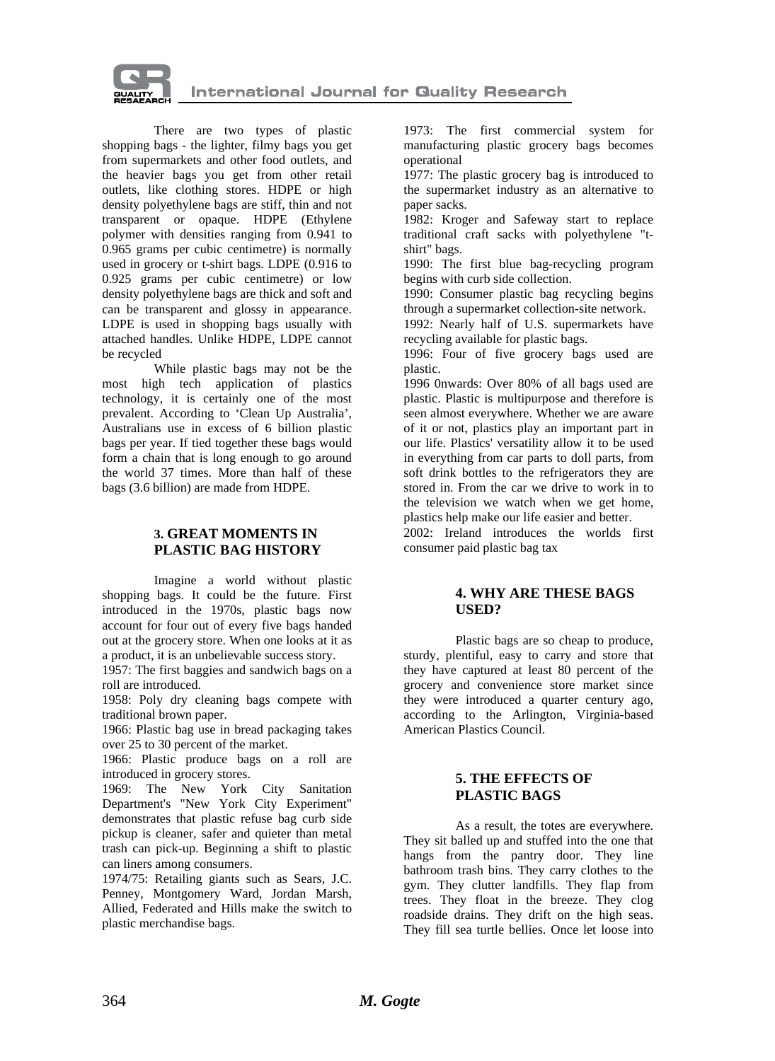There are two types of plastic shopping bags - the lighter, filmy bags you get from supermarkets and other food outlets, and the heavier bags you get from other retail outlets, like clothing stores. HDPE or high density polyethylene bags are stiff, thin and not transparent or opaque. HDPE (Ethylene polymer with densities ranging from 0.941 to 0.965 grams per cubic centimetre) is normally used in grocery or t-shirt bags. LDPE (0.916 to 0.925 grams per cubic centimetre) or low density polyethylene bags are thick and soft and can be transparent and glossy in appearance. LDPE is used in shopping bags usually with attached handles. Unlike HDPE, LDPE cannot be recycled

While plastic bags may not be the most high tech application of plastics technology, it is certainly one of the most prevalent. According to 'Clean Up Australia', Australians use in excess of 6 billion plastic bags per year. If tied together these bags would form a chain that is long enough to go around the world 37 times. More than half of these bags (3.6 billion) are made from HDPE.

## 3. GREAT MOMENTS IN PLASTIC BAG HISTORY

Imagine a world without plastic shopping bags. It could be the future. First introduced in the 1970s, plastic bags now account for four out of every five bags handed out at the grocery store. When one looks at it as a product, it is an unbelievable success story.

1957: The first baggies and sandwich bags on a roll are introduced.

1958: Poly dry cleaning bags compete with traditional brown paper.

1966: Plastic bag use in bread packaging takes over 25 to 30 percent of the market.

1966: Plastic produce bags on a roll are introduced in grocery stores.

1969: The New York City Sanitation Department's "New York City Experiment" demonstrates that plastic refuse bag curb side pickup is cleaner, safer and quieter than metal trash can pick-up. Beginning a shift to plastic can liners among consumers.

1974/75: Retailing giants such as Sears, J.C. Penney, Montgomery Ward, Jordan Marsh, Allied, Federated and Hills make the switch to plastic merchandise bags.

1973: The first commercial system for manufacturing plastic grocery bags becomes operational

1977: The plastic grocery bag is introduced to the supermarket industry as an alternative to paper sacks.

1982: Kroger and Safeway start to replace traditional craft sacks with polyethylene "t-shirt" bags.

1990: The first blue bag-recycling program begins with curb side collection.

1990: Consumer plastic bag recycling begins through a supermarket collection-site network.

1992: Nearly half of U.S. supermarkets have recycling available for plastic bags.

1996: Four of five grocery bags used are plastic.

1996 0nwards: Over 80% of all bags used are plastic. Plastic is multipurpose and therefore is seen almost everywhere. Whether we are aware of it or not, plastics play an important part in our life. Plastics' versatility allow it to be used in everything from car parts to doll parts, from soft drink bottles to the refrigerators they are stored in. From the car we drive to work in to the television we watch when we get home, plastics help make our life easier and better.

2002: Ireland introduces the worlds first consumer paid plastic bag tax

## 4. WHY ARE THESE BAGS USED?

Plastic bags are so cheap to produce, sturdy, plentiful, easy to carry and store that they have captured at least 80 percent of the grocery and convenience store market since they were introduced a quarter century ago, according to the Arlington, Virginia-based American Plastics Council.

## 5. THE EFFECTS OF PLASTIC BAGS

As a result, the totes are everywhere. They sit balled up and stuffed into the one that hangs from the pantry door. They line bathroom trash bins. They carry clothes to the gym. They clutter landfills. They flap from trees. They float in the breeze. They clog roadside drains. They drift on the high seas. They fill sea turtle bellies. Once let loose into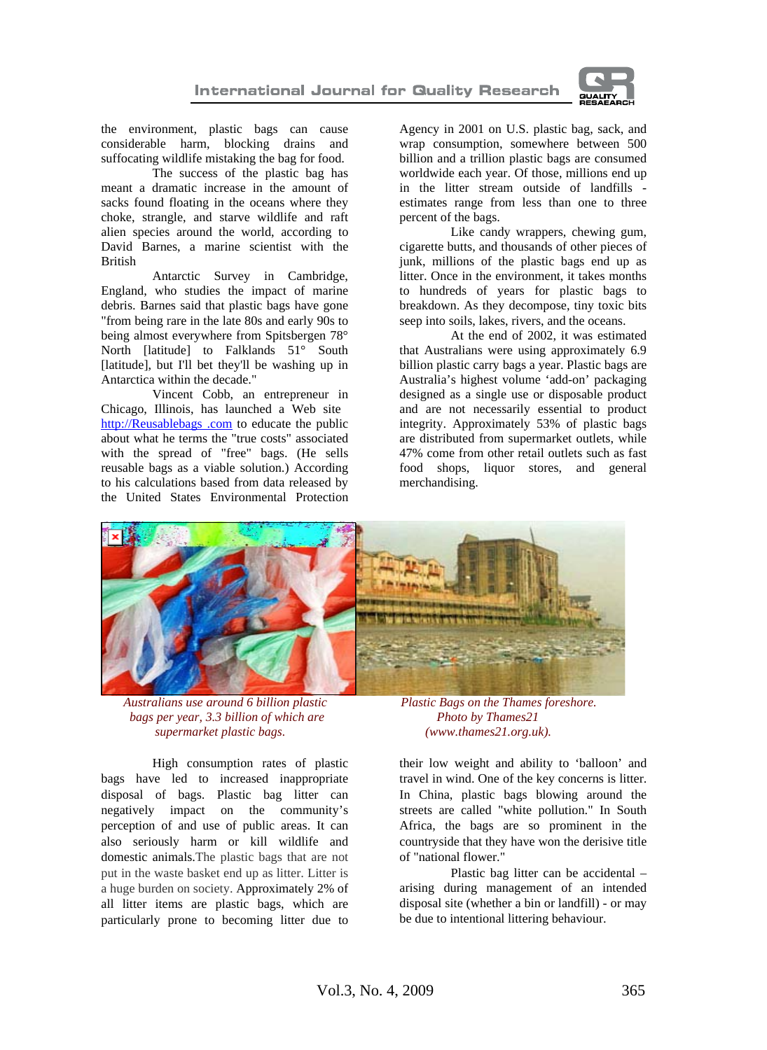the environment, plastic bags can cause considerable harm, blocking drains and suffocating wildlife mistaking the bag for food.

The success of the plastic bag has meant a dramatic increase in the amount of sacks found floating in the oceans where they choke, strangle, and starve wildlife and raft alien species around the world, according to David Barnes, a marine scientist with the British

Antarctic Survey in Cambridge, England, who studies the impact of marine debris. Barnes said that plastic bags have gone "from being rare in the late 80s and early 90s to being almost everywhere from Spitsbergen 78° North [latitude] to Falklands 51° South [latitude], but I'll bet they'll be washing up in Antarctica within the decade."

Vincent Cobb, an entrepreneur in Chicago, Illinois, has launched a Web site http://Reusablebags .com to educate the public about what he terms the "true costs" associated with the spread of "free" bags. (He sells reusable bags as a viable solution.) According to his calculations based from data released by the United States Environmental Protection Agency in 2001 on U.S. plastic bag, sack, and wrap consumption, somewhere between 500 billion and a trillion plastic bags are consumed worldwide each year. Of those, millions end up in the litter stream outside of landfills - estimates range from less than one to three percent of the bags.

Like candy wrappers, chewing gum, cigarette butts, and thousands of other pieces of junk, millions of the plastic bags end up as litter. Once in the environment, it takes months to hundreds of years for plastic bags to breakdown. As they decompose, tiny toxic bits seep into soils, lakes, rivers, and the oceans.

At the end of 2002, it was estimated that Australians were using approximately 6.9 billion plastic carry bags a year. Plastic bags are Australia's highest volume 'add-on' packaging designed as a single use or disposable product and are not necessarily essential to product integrity. Approximately 53% of plastic bags are distributed from supermarket outlets, while 47% come from other retail outlets such as fast food shops, liquor stores, and general merchandising.

*Australians use around 6 billion plastic bags per year, 3.3 billion of which are supermarket plastic bags.*

*Plastic Bags on the Thames foreshore. Photo by Thames21 (www.thames21.org.uk).*

High consumption rates of plastic bags have led to increased inappropriate disposal of bags. Plastic bag litter can negatively impact on the community's perception of and use of public areas. It can also seriously harm or kill wildlife and domestic animals. The plastic bags that are not put in the waste basket end up as litter. Litter is a huge burden on society. Approximately 2% of all litter items are plastic bags, which are particularly prone to becoming litter due to their low weight and ability to 'balloon' and travel in wind. One of the key concerns is litter. In China, plastic bags blowing around the streets are called "white pollution." In South Africa, the bags are so prominent in the countryside that they have won the derisive title of "national flower."

Plastic bag litter can be accidental – arising during management of an intended disposal site (whether a bin or landfill) - or may be due to intentional littering behaviour.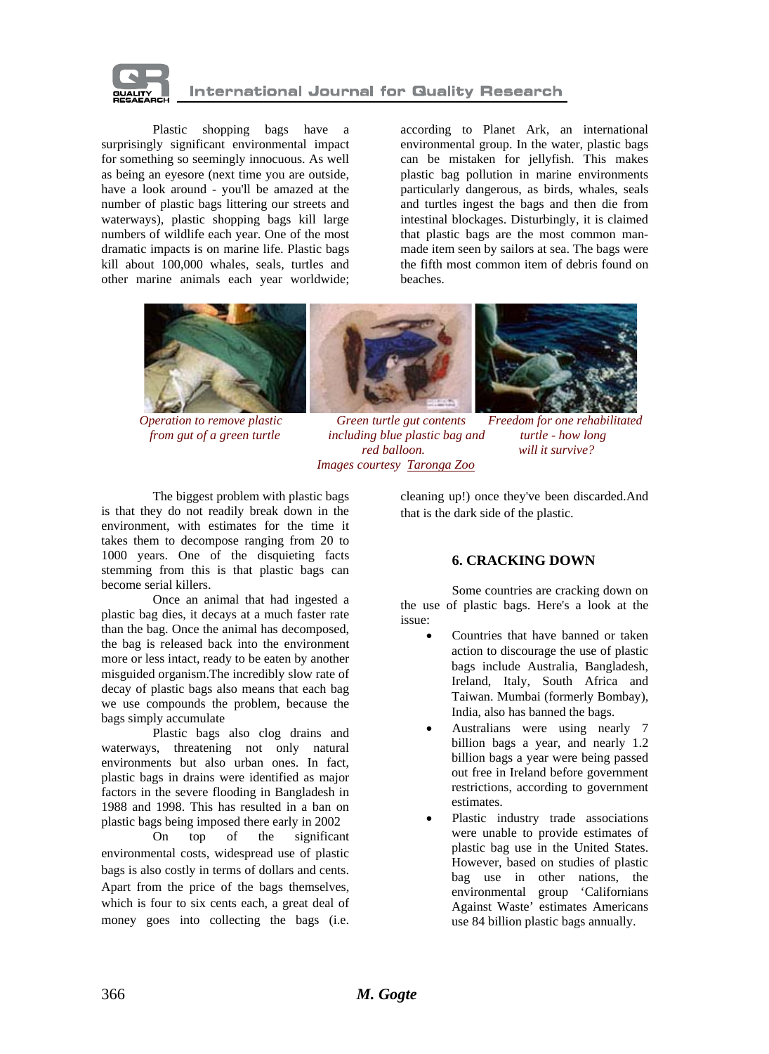Plastic shopping bags have a surprisingly significant environmental impact for something so seemingly innocuous. As well as being an eyesore (next time you are outside, have a look around - you'll be amazed at the number of plastic bags littering our streets and waterways), plastic shopping bags kill large numbers of wildlife each year. One of the most dramatic impacts is on marine life. Plastic bags kill about 100,000 whales, seals, turtles and other marine animals each year worldwide; according to Planet Ark, an international environmental group. In the water, plastic bags can be mistaken for jellyfish. This makes plastic bag pollution in marine environments particularly dangerous, as birds, whales, seals and turtles ingest the bags and then die from intestinal blockages. Disturbingly, it is claimed that plastic bags are the most common man-made item seen by sailors at sea. The bags were the fifth most common item of debris found on beaches.

*Operation to remove plastic from gut of a green turtle*

*Green turtle gut contents including blue plastic bag and red balloon.*

*Freedom for one rehabilitated turtle - how long will it survive?*

*Images courtesy Taronga Zoo*

The biggest problem with plastic bags is that they do not readily break down in the environment, with estimates for the time it takes them to decompose ranging from 20 to 1000 years. One of the disquieting facts stemming from this is that plastic bags can become serial killers.

Once an animal that had ingested a plastic bag dies, it decays at a much faster rate than the bag. Once the animal has decomposed, the bag is released back into the environment more or less intact, ready to be eaten by another misguided organism.The incredibly slow rate of decay of plastic bags also means that each bag we use compounds the problem, because the bags simply accumulate

Plastic bags also clog drains and waterways, threatening not only natural environments but also urban ones. In fact, plastic bags in drains were identified as major factors in the severe flooding in Bangladesh in 1988 and 1998. This has resulted in a ban on plastic bags being imposed there early in 2002

On top of the significant environmental costs, widespread use of plastic bags is also costly in terms of dollars and cents. Apart from the price of the bags themselves, which is four to six cents each, a great deal of money goes into collecting the bags (i.e. cleaning up!) once they've been discarded.And that is the dark side of the plastic.

## 6. CRACKING DOWN

Some countries are cracking down on the use of plastic bags. Here's a look at the issue:

- Countries that have banned or taken action to discourage the use of plastic bags include Australia, Bangladesh, Ireland, Italy, South Africa and Taiwan. Mumbai (formerly Bombay), India, also has banned the bags.
- Australians were using nearly 7 billion bags a year, and nearly 1.2 billion bags a year were being passed out free in Ireland before government restrictions, according to government estimates.
- Plastic industry trade associations were unable to provide estimates of plastic bag use in the United States. However, based on studies of plastic bag use in other nations, the environmental group 'Californians Against Waste' estimates Americans use 84 billion plastic bags annually.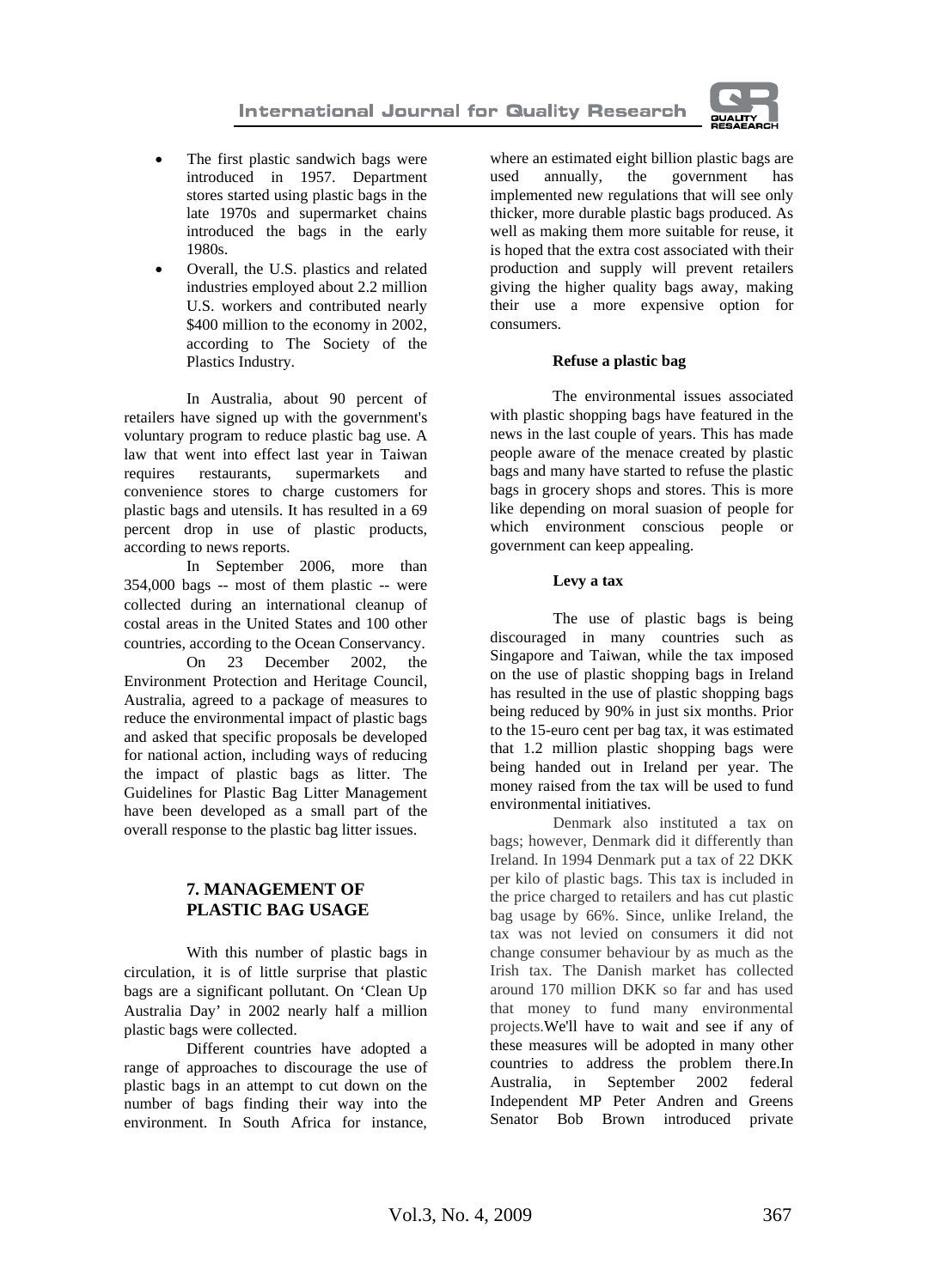- The first plastic sandwich bags were introduced in 1957. Department stores started using plastic bags in the late 1970s and supermarket chains introduced the bags in the early 1980s.
- Overall, the U.S. plastics and related industries employed about 2.2 million U.S. workers and contributed nearly $400 million to the economy in 2002, according to The Society of the Plastics Industry.

In Australia, about 90 percent of retailers have signed up with the government's voluntary program to reduce plastic bag use. A law that went into effect last year in Taiwan requires restaurants, supermarkets and convenience stores to charge customers for plastic bags and utensils. It has resulted in a 69 percent drop in use of plastic products, according to news reports.

In September 2006, more than 354,000 bags -- most of them plastic -- were collected during an international cleanup of costal areas in the United States and 100 other countries, according to the Ocean Conservancy.

On 23 December 2002, the Environment Protection and Heritage Council, Australia, agreed to a package of measures to reduce the environmental impact of plastic bags and asked that specific proposals be developed for national action, including ways of reducing the impact of plastic bags as litter. The Guidelines for Plastic Bag Litter Management have been developed as a small part of the overall response to the plastic bag litter issues.

## 7. MANAGEMENT OF PLASTIC BAG USAGE

With this number of plastic bags in circulation, it is of little surprise that plastic bags are a significant pollutant. On 'Clean Up Australia Day' in 2002 nearly half a million plastic bags were collected.

Different countries have adopted a range of approaches to discourage the use of plastic bags in an attempt to cut down on the number of bags finding their way into the environment. In South Africa for instance, where an estimated eight billion plastic bags are used annually, the government has implemented new regulations that will see only thicker, more durable plastic bags produced. As well as making them more suitable for reuse, it is hoped that the extra cost associated with their production and supply will prevent retailers giving the higher quality bags away, making their use a more expensive option for consumers.

**Refuse a plastic bag**

The environmental issues associated with plastic shopping bags have featured in the news in the last couple of years. This has made people aware of the menace created by plastic bags and many have started to refuse the plastic bags in grocery shops and stores. This is more like depending on moral suasion of people for which environment conscious people or government can keep appealing.

**Levy a tax**

The use of plastic bags is being discouraged in many countries such as Singapore and Taiwan, while the tax imposed on the use of plastic shopping bags in Ireland has resulted in the use of plastic shopping bags being reduced by 90% in just six months. Prior to the 15-euro cent per bag tax, it was estimated that 1.2 million plastic shopping bags were being handed out in Ireland per year. The money raised from the tax will be used to fund environmental initiatives.

Denmark also instituted a tax on bags; however, Denmark did it differently than Ireland. In 1994 Denmark put a tax of 22 DKK per kilo of plastic bags. This tax is included in the price charged to retailers and has cut plastic bag usage by 66%. Since, unlike Ireland, the tax was not levied on consumers it did not change consumer behaviour by as much as the Irish tax. The Danish market has collected around 170 million DKK so far and has used that money to fund many environmental projects.We'll have to wait and see if any of these measures will be adopted in many other countries to address the problem there.In Australia, in September 2002 federal Independent MP Peter Andren and Greens Senator Bob Brown introduced private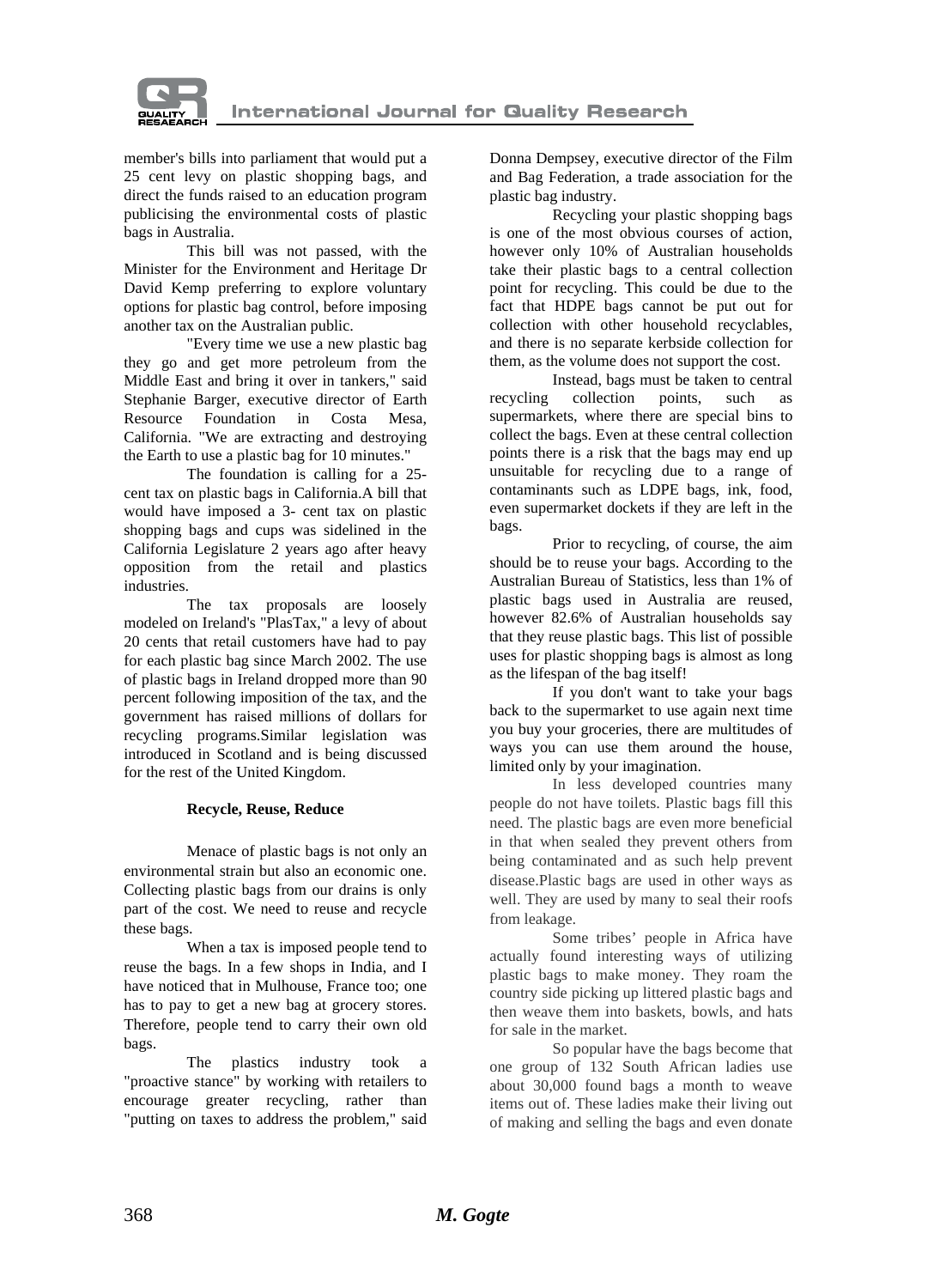member's bills into parliament that would put a 25 cent levy on plastic shopping bags, and direct the funds raised to an education program publicising the environmental costs of plastic bags in Australia.

This bill was not passed, with the Minister for the Environment and Heritage Dr David Kemp preferring to explore voluntary options for plastic bag control, before imposing another tax on the Australian public.

"Every time we use a new plastic bag they go and get more petroleum from the Middle East and bring it over in tankers," said Stephanie Barger, executive director of Earth Resource Foundation in Costa Mesa, California. "We are extracting and destroying the Earth to use a plastic bag for 10 minutes."

The foundation is calling for a 25-cent tax on plastic bags in California.A bill that would have imposed a 3- cent tax on plastic shopping bags and cups was sidelined in the California Legislature 2 years ago after heavy opposition from the retail and plastics industries.

The tax proposals are loosely modeled on Ireland's "PlasTax," a levy of about 20 cents that retail customers have had to pay for each plastic bag since March 2002. The use of plastic bags in Ireland dropped more than 90 percent following imposition of the tax, and the government has raised millions of dollars for recycling programs.Similar legislation was introduced in Scotland and is being discussed for the rest of the United Kingdom.

**Recycle, Reuse, Reduce**

Menace of plastic bags is not only an environmental strain but also an economic one. Collecting plastic bags from our drains is only part of the cost. We need to reuse and recycle these bags.

When a tax is imposed people tend to reuse the bags. In a few shops in India, and I have noticed that in Mulhouse, France too; one has to pay to get a new bag at grocery stores. Therefore, people tend to carry their own old bags.

The plastics industry took a "proactive stance" by working with retailers to encourage greater recycling, rather than "putting on taxes to address the problem," said Donna Dempsey, executive director of the Film and Bag Federation, a trade association for the plastic bag industry.

Recycling your plastic shopping bags is one of the most obvious courses of action, however only 10% of Australian households take their plastic bags to a central collection point for recycling. This could be due to the fact that HDPE bags cannot be put out for collection with other household recyclables, and there is no separate kerbside collection for them, as the volume does not support the cost.

Instead, bags must be taken to central recycling collection points, such as supermarkets, where there are special bins to collect the bags. Even at these central collection points there is a risk that the bags may end up unsuitable for recycling due to a range of contaminants such as LDPE bags, ink, food, even supermarket dockets if they are left in the bags.

Prior to recycling, of course, the aim should be to reuse your bags. According to the Australian Bureau of Statistics, less than 1% of plastic bags used in Australia are reused, however 82.6% of Australian households say that they reuse plastic bags. This list of possible uses for plastic shopping bags is almost as long as the lifespan of the bag itself!

If you don't want to take your bags back to the supermarket to use again next time you buy your groceries, there are multitudes of ways you can use them around the house, limited only by your imagination.

In less developed countries many people do not have toilets. Plastic bags fill this need. The plastic bags are even more beneficial in that when sealed they prevent others from being contaminated and as such help prevent disease.Plastic bags are used in other ways as well. They are used by many to seal their roofs from leakage.

Some tribes' people in Africa have actually found interesting ways of utilizing plastic bags to make money. They roam the country side picking up littered plastic bags and then weave them into baskets, bowls, and hats for sale in the market.

So popular have the bags become that one group of 132 South African ladies use about 30,000 found bags a month to weave items out of. These ladies make their living out of making and selling the bags and even donate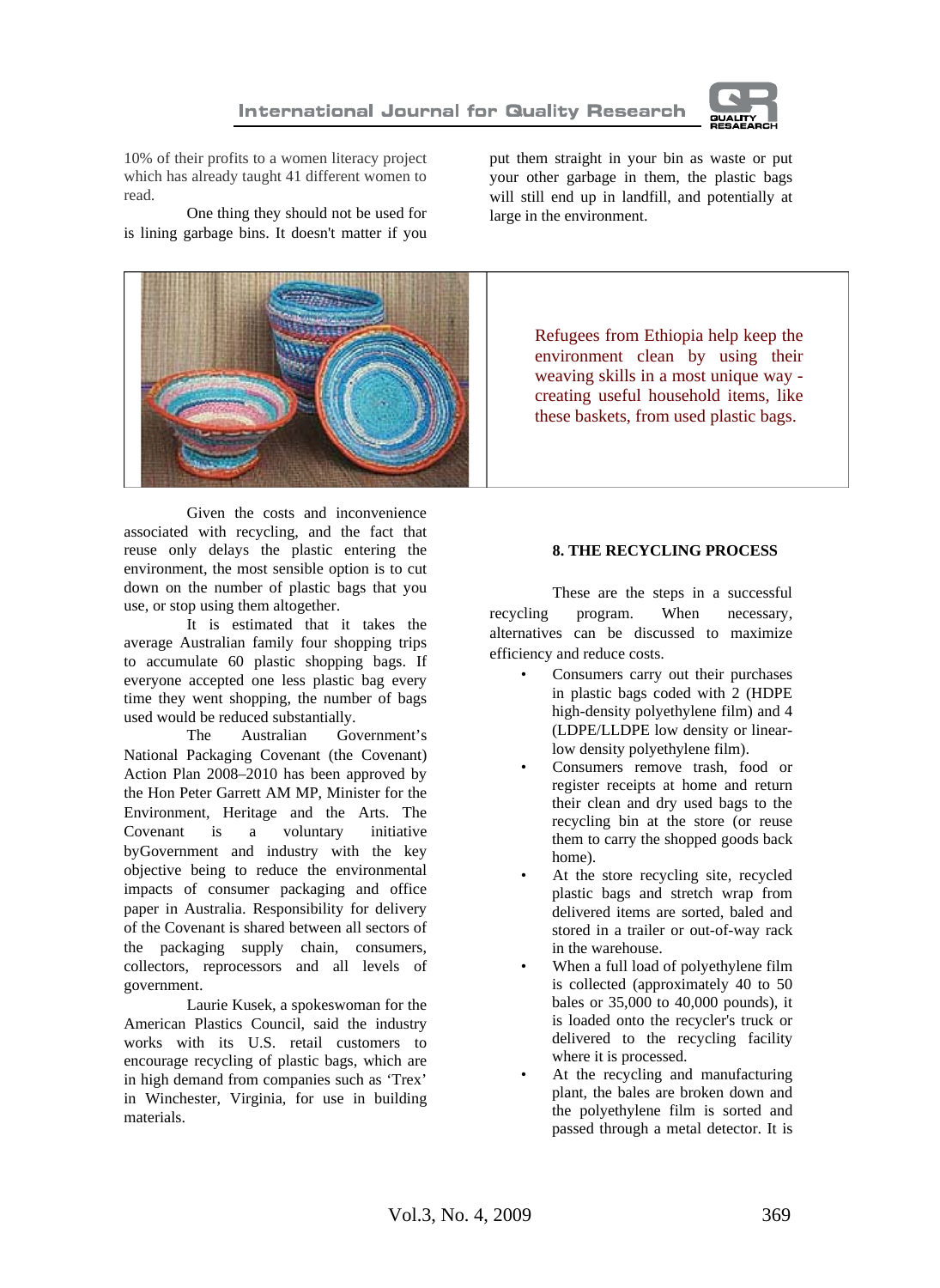10% of their profits to a women literacy project which has already taught 41 different women to read.

One thing they should not be used for is lining garbage bins. It doesn't matter if you put them straight in your bin as waste or put your other garbage in them, the plastic bags will still end up in landfill, and potentially at large in the environment.

Refugees from Ethiopia help keep the environment clean by using their weaving skills in a most unique way - creating useful household items, like these baskets, from used plastic bags.

Given the costs and inconvenience associated with recycling, and the fact that reuse only delays the plastic entering the environment, the most sensible option is to cut down on the number of plastic bags that you use, or stop using them altogether.

It is estimated that it takes the average Australian family four shopping trips to accumulate 60 plastic shopping bags. If everyone accepted one less plastic bag every time they went shopping, the number of bags used would be reduced substantially.

The Australian Government's National Packaging Covenant (the Covenant) Action Plan 2008–2010 has been approved by the Hon Peter Garrett AM MP, Minister for the Environment, Heritage and the Arts. The Covenant is a voluntary initiative byGovernment and industry with the key objective being to reduce the environmental impacts of consumer packaging and office paper in Australia. Responsibility for delivery of the Covenant is shared between all sectors of the packaging supply chain, consumers, collectors, reprocessors and all levels of government.

Laurie Kusek, a spokeswoman for the American Plastics Council, said the industry works with its U.S. retail customers to encourage recycling of plastic bags, which are in high demand from companies such as 'Trex' in Winchester, Virginia, for use in building materials.

## 8. THE RECYCLING PROCESS

These are the steps in a successful recycling program. When necessary, alternatives can be discussed to maximize efficiency and reduce costs.

- Consumers carry out their purchases in plastic bags coded with 2 (HDPE high-density polyethylene film) and 4 (LDPE/LLDPE low density or linear-low density polyethylene film).
- Consumers remove trash, food or register receipts at home and return their clean and dry used bags to the recycling bin at the store (or reuse them to carry the shopped goods back home).
- At the store recycling site, recycled plastic bags and stretch wrap from delivered items are sorted, baled and stored in a trailer or out-of-way rack in the warehouse.
- When a full load of polyethylene film is collected (approximately 40 to 50 bales or 35,000 to 40,000 pounds), it is loaded onto the recycler's truck or delivered to the recycling facility where it is processed.
- At the recycling and manufacturing plant, the bales are broken down and the polyethylene film is sorted and passed through a metal detector. It is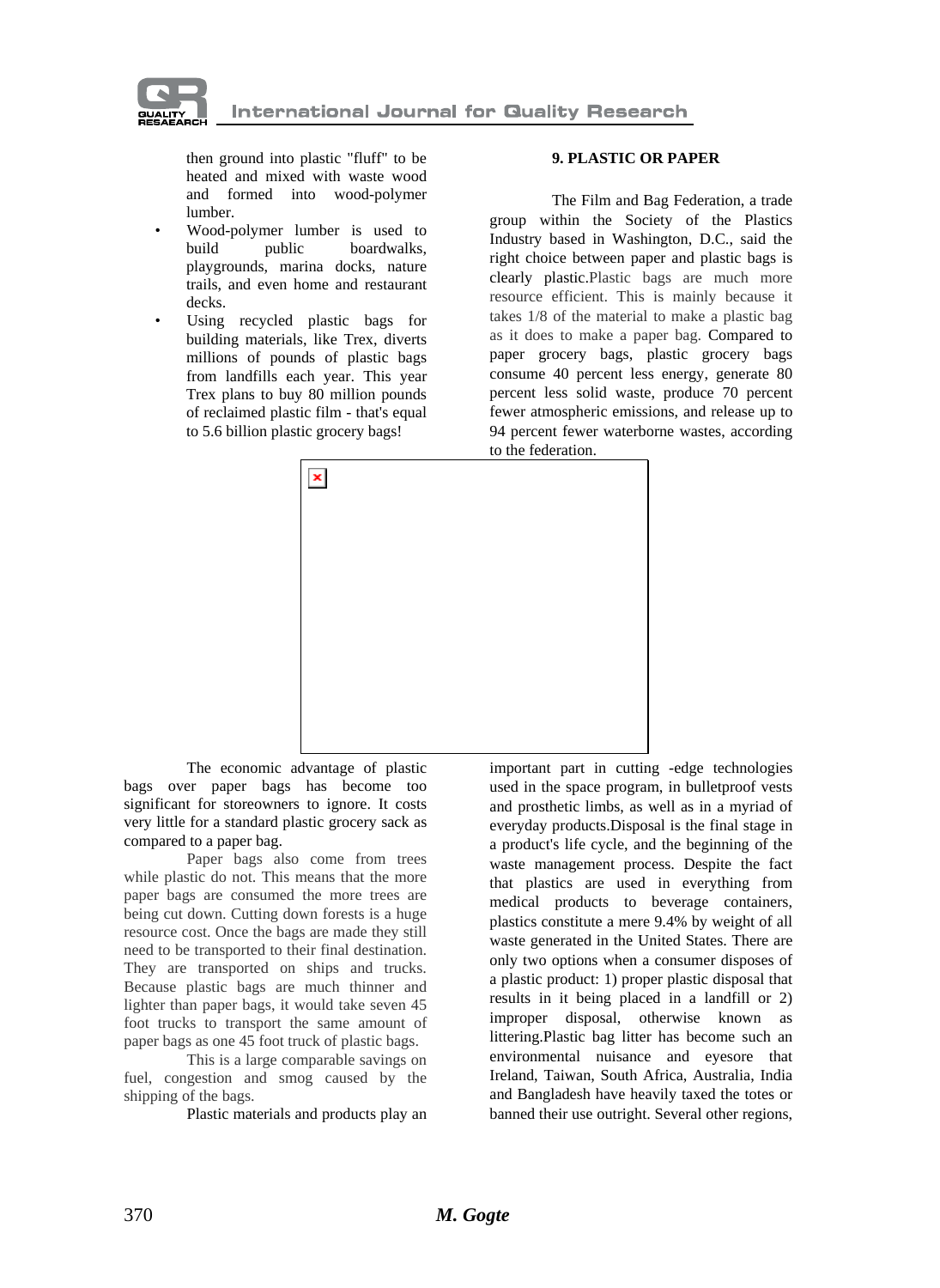then ground into plastic "fluff" to be heated and mixed with waste wood and formed into wood-polymer lumber.

- Wood-polymer lumber is used to build public boardwalks, playgrounds, marina docks, nature trails, and even home and restaurant decks.
- Using recycled plastic bags for building materials, like Trex, diverts millions of pounds of plastic bags from landfills each year. This year Trex plans to buy 80 million pounds of reclaimed plastic film - that's equal to 5.6 billion plastic grocery bags!

## 9. PLASTIC OR PAPER

The Film and Bag Federation, a trade group within the Society of the Plastics Industry based in Washington, D.C., said the right choice between paper and plastic bags is clearly plastic.Plastic bags are much more resource efficient. This is mainly because it takes 1/8 of the material to make a plastic bag as it does to make a paper bag. Compared to paper grocery bags, plastic grocery bags consume 40 percent less energy, generate 80 percent less solid waste, produce 70 percent fewer atmospheric emissions, and release up to 94 percent fewer waterborne wastes, according to the federation.

The economic advantage of plastic bags over paper bags has become too significant for storeowners to ignore. It costs very little for a standard plastic grocery sack as compared to a paper bag.

Paper bags also come from trees while plastic do not. This means that the more paper bags are consumed the more trees are being cut down. Cutting down forests is a huge resource cost. Once the bags are made they still need to be transported to their final destination. They are transported on ships and trucks. Because plastic bags are much thinner and lighter than paper bags, it would take seven 45 foot trucks to transport the same amount of paper bags as one 45 foot truck of plastic bags.

This is a large comparable savings on fuel, congestion and smog caused by the shipping of the bags.

Plastic materials and products play an important part in cutting -edge technologies used in the space program, in bulletproof vests and prosthetic limbs, as well as in a myriad of everyday products.Disposal is the final stage in a product's life cycle, and the beginning of the waste management process. Despite the fact that plastics are used in everything from medical products to beverage containers, plastics constitute a mere 9.4% by weight of all waste generated in the United States. There are only two options when a consumer disposes of a plastic product: 1) proper plastic disposal that results in it being placed in a landfill or 2) improper disposal, otherwise known as littering.Plastic bag litter has become such an environmental nuisance and eyesore that Ireland, Taiwan, South Africa, Australia, India and Bangladesh have heavily taxed the totes or banned their use outright. Several other regions,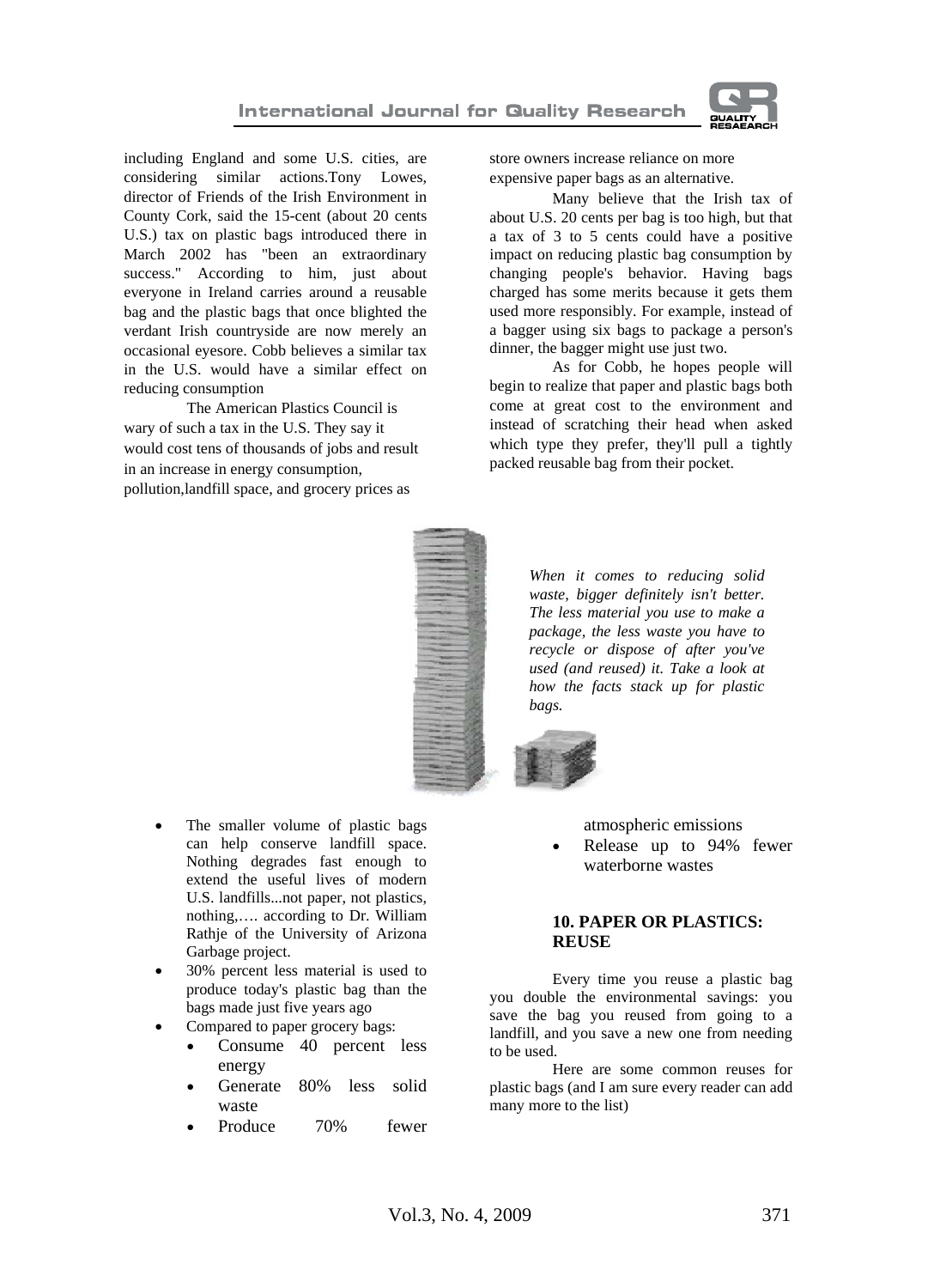including England and some U.S. cities, are considering similar actions.Tony Lowes, director of Friends of the Irish Environment in County Cork, said the 15-cent (about 20 cents U.S.) tax on plastic bags introduced there in March 2002 has "been an extraordinary success." According to him, just about everyone in Ireland carries around a reusable bag and the plastic bags that once blighted the verdant Irish countryside are now merely an occasional eyesore. Cobb believes a similar tax in the U.S. would have a similar effect on reducing consumption

The American Plastics Council is wary of such a tax in the U.S. They say it would cost tens of thousands of jobs and result in an increase in energy consumption, pollution,landfill space, and grocery prices as store owners increase reliance on more expensive paper bags as an alternative.

Many believe that the Irish tax of about U.S. 20 cents per bag is too high, but that a tax of 3 to 5 cents could have a positive impact on reducing plastic bag consumption by changing people's behavior. Having bags charged has some merits because it gets them used more responsibly. For example, instead of a bagger using six bags to package a person's dinner, the bagger might use just two.

As for Cobb, he hopes people will begin to realize that paper and plastic bags both come at great cost to the environment and instead of scratching their head when asked which type they prefer, they'll pull a tightly packed reusable bag from their pocket.

*When it comes to reducing solid waste, bigger definitely isn't better. The less material you use to make a package, the less waste you have to recycle or dispose of after you've used (and reused) it. Take a look at how the facts stack up for plastic bags.*

- The smaller volume of plastic bags can help conserve landfill space. Nothing degrades fast enough to extend the useful lives of modern U.S. landfills...not paper, not plastics, nothing,…. according to Dr. William Rathje of the University of Arizona Garbage project.
- 30% percent less material is used to produce today's plastic bag than the bags made just five years ago
- Compared to paper grocery bags:
  - Consume 40 percent less energy
  - Generate 80% less solid waste
  - Produce 70% fewer atmospheric emissions
  - Release up to 94% fewer waterborne wastes

### 10. PAPER OR PLASTICS: REUSE

Every time you reuse a plastic bag you double the environmental savings: you save the bag you reused from going to a landfill, and you save a new one from needing to be used.

Here are some common reuses for plastic bags (and I am sure every reader can add many more to the list)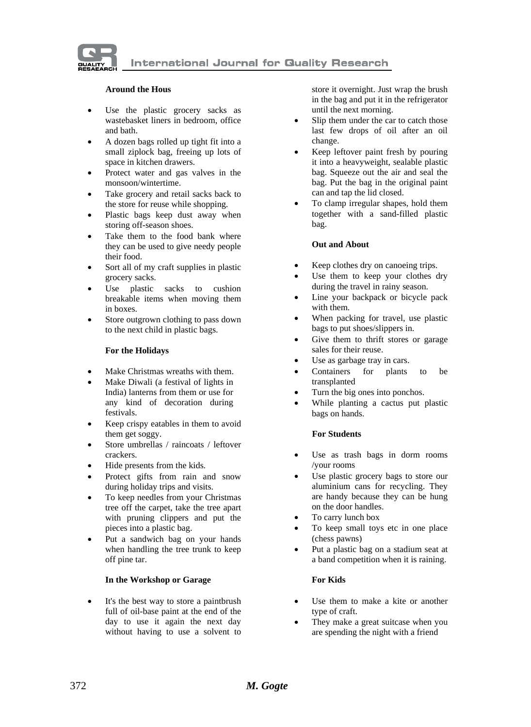#### Around the Hous

- Use the plastic grocery sacks as wastebasket liners in bedroom, office and bath.
- A dozen bags rolled up tight fit into a small ziplock bag, freeing up lots of space in kitchen drawers.
- Protect water and gas valves in the monsoon/wintertime.
- Take grocery and retail sacks back to the store for reuse while shopping.
- Plastic bags keep dust away when storing off-season shoes.
- Take them to the food bank where they can be used to give needy people their food.
- Sort all of my craft supplies in plastic grocery sacks.
- Use plastic sacks to cushion breakable items when moving them in boxes.
- Store outgrown clothing to pass down to the next child in plastic bags.

#### For the Holidays

- Make Christmas wreaths with them.
- Make Diwali (a festival of lights in India) lanterns from them or use for any kind of decoration during festivals.
- Keep crispy eatables in them to avoid them get soggy.
- Store umbrellas / raincoats / leftover crackers.
- Hide presents from the kids.
- Protect gifts from rain and snow during holiday trips and visits.
- To keep needles from your Christmas tree off the carpet, take the tree apart with pruning clippers and put the pieces into a plastic bag.
- Put a sandwich bag on your hands when handling the tree trunk to keep off pine tar.

#### In the Workshop or Garage

- It's the best way to store a paintbrush full of oil-base paint at the end of the day to use it again the next day without having to use a solvent to store it overnight. Just wrap the brush in the bag and put it in the refrigerator until the next morning.
- Slip them under the car to catch those last few drops of oil after an oil change.
- Keep leftover paint fresh by pouring it into a heavyweight, sealable plastic bag. Squeeze out the air and seal the bag. Put the bag in the original paint can and tap the lid closed.
- To clamp irregular shapes, hold them together with a sand-filled plastic bag.

#### Out and About

- Keep clothes dry on canoeing trips.
- Use them to keep your clothes dry during the travel in rainy season.
- Line your backpack or bicycle pack with them.
- When packing for travel, use plastic bags to put shoes/slippers in.
- Give them to thrift stores or garage sales for their reuse.
- Use as garbage tray in cars.
- Containers for plants to be transplanted
- Turn the big ones into ponchos.
- While planting a cactus put plastic bags on hands.

#### For Students

- Use as trash bags in dorm rooms /your rooms
- Use plastic grocery bags to store our aluminium cans for recycling. They are handy because they can be hung on the door handles.
- To carry lunch box
- To keep small toys etc in one place (chess pawns)
- Put a plastic bag on a stadium seat at a band competition when it is raining.

#### For Kids

- Use them to make a kite or another type of craft.
- They make a great suitcase when you are spending the night with a friend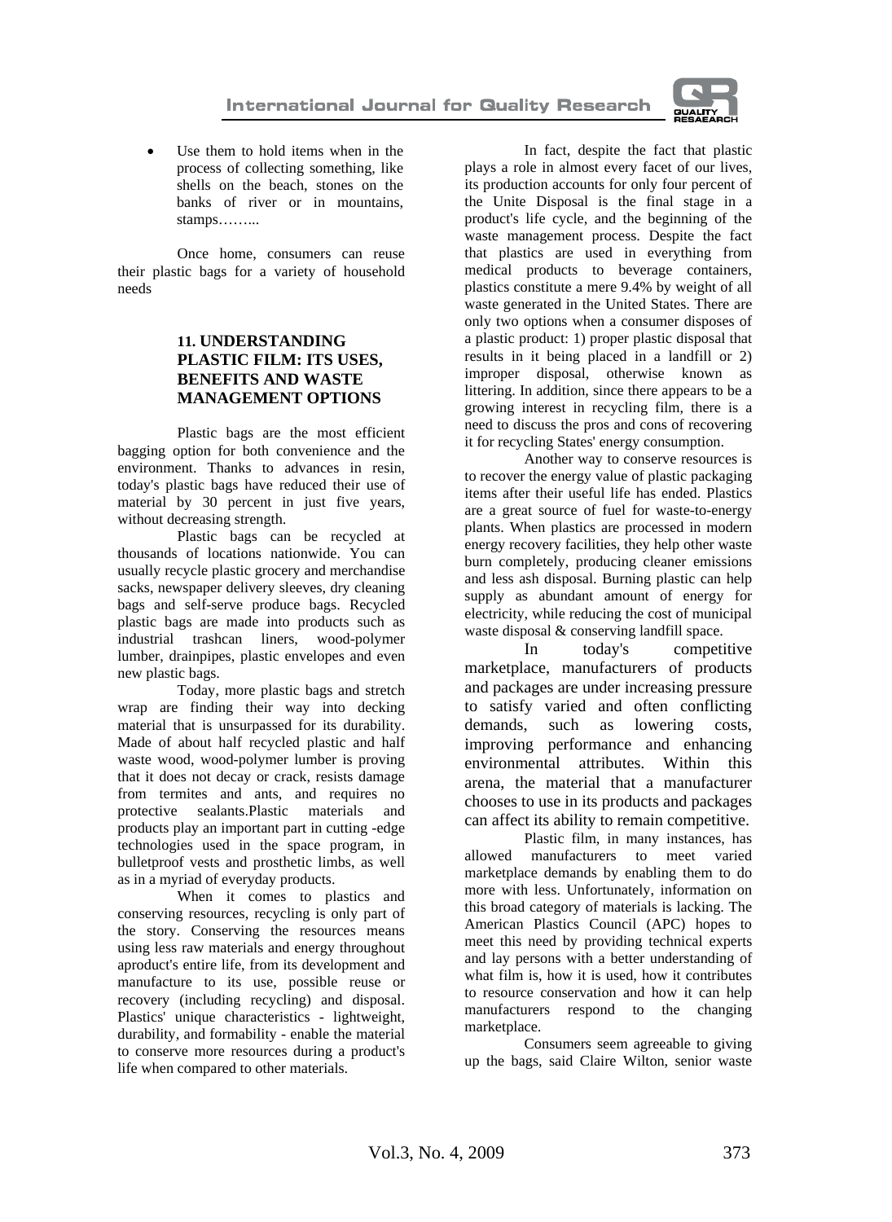- Use them to hold items when in the process of collecting something, like shells on the beach, stones on the banks of river or in mountains, stamps……...

Once home, consumers can reuse their plastic bags for a variety of household needs

## 11. UNDERSTANDING PLASTIC FILM: ITS USES, BENEFITS AND WASTE MANAGEMENT OPTIONS

Plastic bags are the most efficient bagging option for both convenience and the environment. Thanks to advances in resin, today's plastic bags have reduced their use of material by 30 percent in just five years, without decreasing strength.

Plastic bags can be recycled at thousands of locations nationwide. You can usually recycle plastic grocery and merchandise sacks, newspaper delivery sleeves, dry cleaning bags and self-serve produce bags. Recycled plastic bags are made into products such as industrial trashcan liners, wood-polymer lumber, drainpipes, plastic envelopes and even new plastic bags.

Today, more plastic bags and stretch wrap are finding their way into decking material that is unsurpassed for its durability. Made of about half recycled plastic and half waste wood, wood-polymer lumber is proving that it does not decay or crack, resists damage from termites and ants, and requires no protective sealants.Plastic materials and products play an important part in cutting -edge technologies used in the space program, in bulletproof vests and prosthetic limbs, as well as in a myriad of everyday products.

When it comes to plastics and conserving resources, recycling is only part of the story. Conserving the resources means using less raw materials and energy throughout aproduct's entire life, from its development and manufacture to its use, possible reuse or recovery (including recycling) and disposal. Plastics' unique characteristics - lightweight, durability, and formability - enable the material to conserve more resources during a product's life when compared to other materials.

In fact, despite the fact that plastic plays a role in almost every facet of our lives, its production accounts for only four percent of the Unite Disposal is the final stage in a product's life cycle, and the beginning of the waste management process. Despite the fact that plastics are used in everything from medical products to beverage containers, plastics constitute a mere 9.4% by weight of all waste generated in the United States. There are only two options when a consumer disposes of a plastic product: 1) proper plastic disposal that results in it being placed in a landfill or 2) improper disposal, otherwise known as littering. In addition, since there appears to be a growing interest in recycling film, there is a need to discuss the pros and cons of recovering it for recycling States' energy consumption.

Another way to conserve resources is to recover the energy value of plastic packaging items after their useful life has ended. Plastics are a great source of fuel for waste-to-energy plants. When plastics are processed in modern energy recovery facilities, they help other waste burn completely, producing cleaner emissions and less ash disposal. Burning plastic can help supply as abundant amount of energy for electricity, while reducing the cost of municipal waste disposal & conserving landfill space.

In today's competitive marketplace, manufacturers of products and packages are under increasing pressure to satisfy varied and often conflicting demands, such as lowering costs, improving performance and enhancing environmental attributes. Within this arena, the material that a manufacturer chooses to use in its products and packages can affect its ability to remain competitive.

Plastic film, in many instances, has allowed manufacturers to meet varied marketplace demands by enabling them to do more with less. Unfortunately, information on this broad category of materials is lacking. The American Plastics Council (APC) hopes to meet this need by providing technical experts and lay persons with a better understanding of what film is, how it is used, how it contributes to resource conservation and how it can help manufacturers respond to the changing marketplace.

Consumers seem agreeable to giving up the bags, said Claire Wilton, senior waste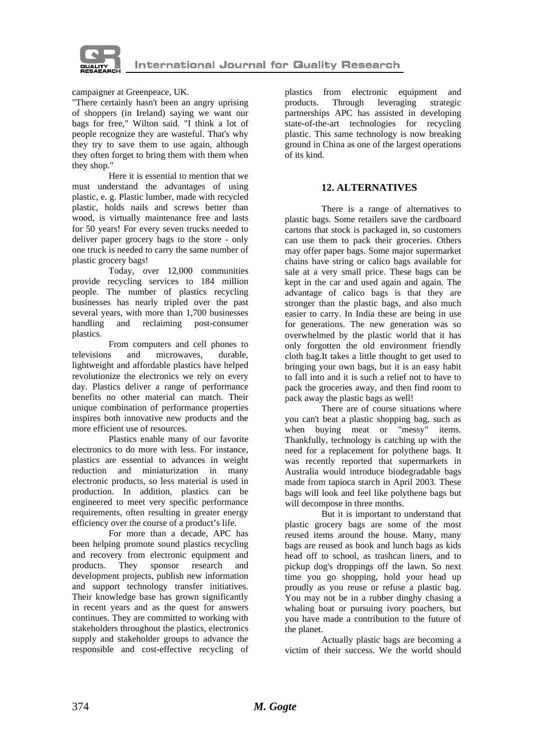campaigner at Greenpeace, UK.

"There certainly hasn't been an angry uprising of shoppers (in Ireland) saying we want our bags for free," Wilton said. "I think a lot of people recognize they are wasteful. That's why they try to save them to use again, although they often forget to bring them with them when they shop."

Here it is essential to mention that we must understand the advantages of using plastic, e. g. Plastic lumber, made with recycled plastic, holds nails and screws better than wood, is virtually maintenance free and lasts for 50 years! For every seven trucks needed to deliver paper grocery bags to the store - only one truck is needed to carry the same number of plastic grocery bags!

Today, over 12,000 communities provide recycling services to 184 million people. The number of plastics recycling businesses has nearly tripled over the past several years, with more than 1,700 businesses handling and reclaiming post-consumer plastics.

From computers and cell phones to televisions and microwaves, durable, lightweight and affordable plastics have helped revolutionize the electronics we rely on every day. Plastics deliver a range of performance benefits no other material can match. Their unique combination of performance properties inspires both innovative new products and the more efficient use of resources.

Plastics enable many of our favorite electronics to do more with less. For instance, plastics are essential to advances in weight reduction and miniaturization in many electronic products, so less material is used in production. In addition, plastics can be engineered to meet very specific performance requirements, often resulting in greater energy efficiency over the course of a product's life.

For more than a decade, APC has been helping promote sound plastics recycling and recovery from electronic equipment and products. They sponsor research and development projects, publish new information and support technology transfer initiatives. Their knowledge base has grown significantly in recent years and as the quest for answers continues. They are committed to working with stakeholders throughout the plastics, electronics supply and stakeholder groups to advance the responsible and cost-effective recycling of plastics from electronic equipment and products. Through leveraging strategic partnerships APC has assisted in developing state-of-the-art technologies for recycling plastic. This same technology is now breaking ground in China as one of the largest operations of its kind.

## 12. ALTERNATIVES

There is a range of alternatives to plastic bags. Some retailers save the cardboard cartons that stock is packaged in, so customers can use them to pack their groceries. Others may offer paper bags. Some major supermarket chains have string or calico bags available for sale at a very small price. These bags can be kept in the car and used again and again. The advantage of calico bags is that they are stronger than the plastic bags, and also much easier to carry. In India these are being in use for generations. The new generation was so overwhelmed by the plastic world that it has only forgotten the old environment friendly cloth bag.It takes a little thought to get used to bringing your own bags, but it is an easy habit to fall into and it is such a relief not to have to pack the groceries away, and then find room to pack away the plastic bags as well!

There are of course situations where you can't beat a plastic shopping bag, such as when buying meat or "messy" items. Thankfully, technology is catching up with the need for a replacement for polythene bags. It was recently reported that supermarkets in Australia would introduce biodegradable bags made from tapioca starch in April 2003. These bags will look and feel like polythene bags but will decompose in three months.

But it is important to understand that plastic grocery bags are some of the most reused items around the house. Many, many bags are reused as book and lunch bags as kids head off to school, as trashcan liners, and to pickup dog's droppings off the lawn. So next time you go shopping, hold your head up proudly as you reuse or refuse a plastic bag. You may not be in a rubber dinghy chasing a whaling boat or pursuing ivory poachers, but you have made a contribution to the future of the planet.

Actually plastic bags are becoming a victim of their success. We the world should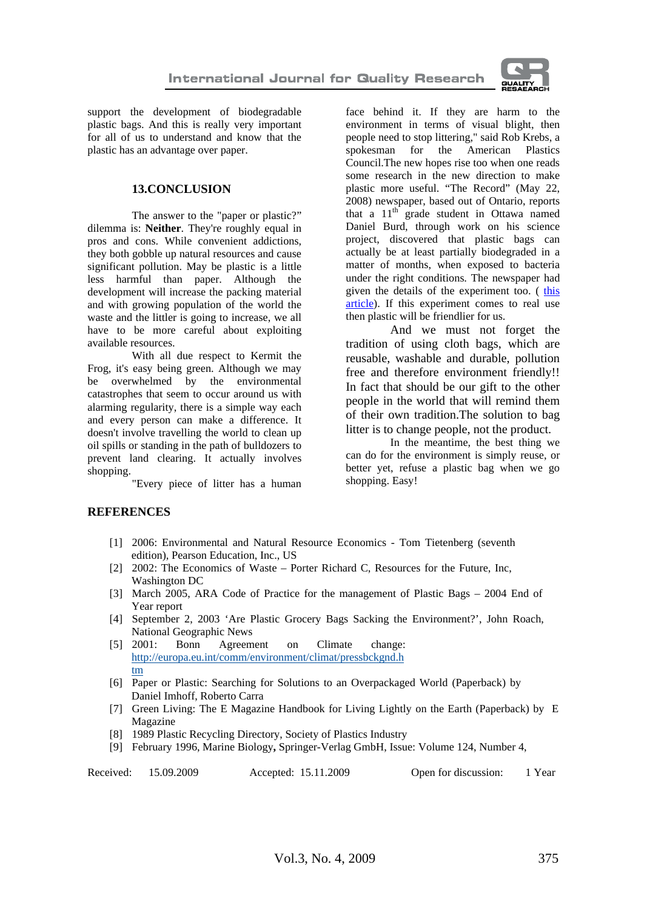support the development of biodegradable plastic bags. And this is really very important for all of us to understand and know that the plastic has an advantage over paper.

## 13.CONCLUSION

The answer to the "paper or plastic?" dilemma is: **Neither**. They're roughly equal in pros and cons. While convenient addictions, they both gobble up natural resources and cause significant pollution. May be plastic is a little less harmful than paper. Although the development will increase the packing material and with growing population of the world the waste and the littler is going to increase, we all have to be more careful about exploiting available resources.

With all due respect to Kermit the Frog, it's easy being green. Although we may be overwhelmed by the environmental catastrophes that seem to occur around us with alarming regularity, there is a simple way each and every person can make a difference. It doesn't involve travelling the world to clean up oil spills or standing in the path of bulldozers to prevent land clearing. It actually involves shopping.

"Every piece of litter has a human face behind it. If they are harm to the environment in terms of visual blight, then people need to stop littering," said Rob Krebs, a spokesman for the American Plastics Council.The new hopes rise too when one reads some research in the new direction to make plastic more useful. "The Record" (May 22, 2008) newspaper, based out of Ontario, reports that a 11th grade student in Ottawa named Daniel Burd, through work on his science project, discovered that plastic bags can actually be at least partially biodegraded in a matter of months, when exposed to bacteria under the right conditions. The newspaper had given the details of the experiment too. ( this article). If this experiment comes to real use then plastic will be friendlier for us.

And we must not forget the tradition of using cloth bags, which are reusable, washable and durable, pollution free and therefore environment friendly!! In fact that should be our gift to the other people in the world that will remind them of their own tradition.The solution to bag litter is to change people, not the product.

In the meantime, the best thing we can do for the environment is simply reuse, or better yet, refuse a plastic bag when we go shopping. Easy!

## REFERENCES

[1] 2006: Environmental and Natural Resource Economics - Tom Tietenberg (seventh edition), Pearson Education, Inc., US

[2] 2002: The Economics of Waste – Porter Richard C, Resources for the Future, Inc, Washington DC

[3] March 2005, ARA Code of Practice for the management of Plastic Bags – 2004 End of Year report

[4] September 2, 2003 'Are Plastic Grocery Bags Sacking the Environment?', John Roach, National Geographic News

[5] 2001: Bonn Agreement on Climate change: http://europa.eu.int/comm/environment/climat/pressbckgnd.htm

[6] Paper or Plastic: Searching for Solutions to an Overpackaged World (Paperback) by Daniel Imhoff, Roberto Carra

[7] Green Living: The E Magazine Handbook for Living Lightly on the Earth (Paperback) by E Magazine

[8] 1989 Plastic Recycling Directory, Society of Plastics Industry

[9] February 1996, Marine Biology**,** Springer-Verlag GmbH, Issue: Volume 124, Number 4,

Received: 15.09.2009 Accepted: 15.11.2009 Open for discussion: 1 Year